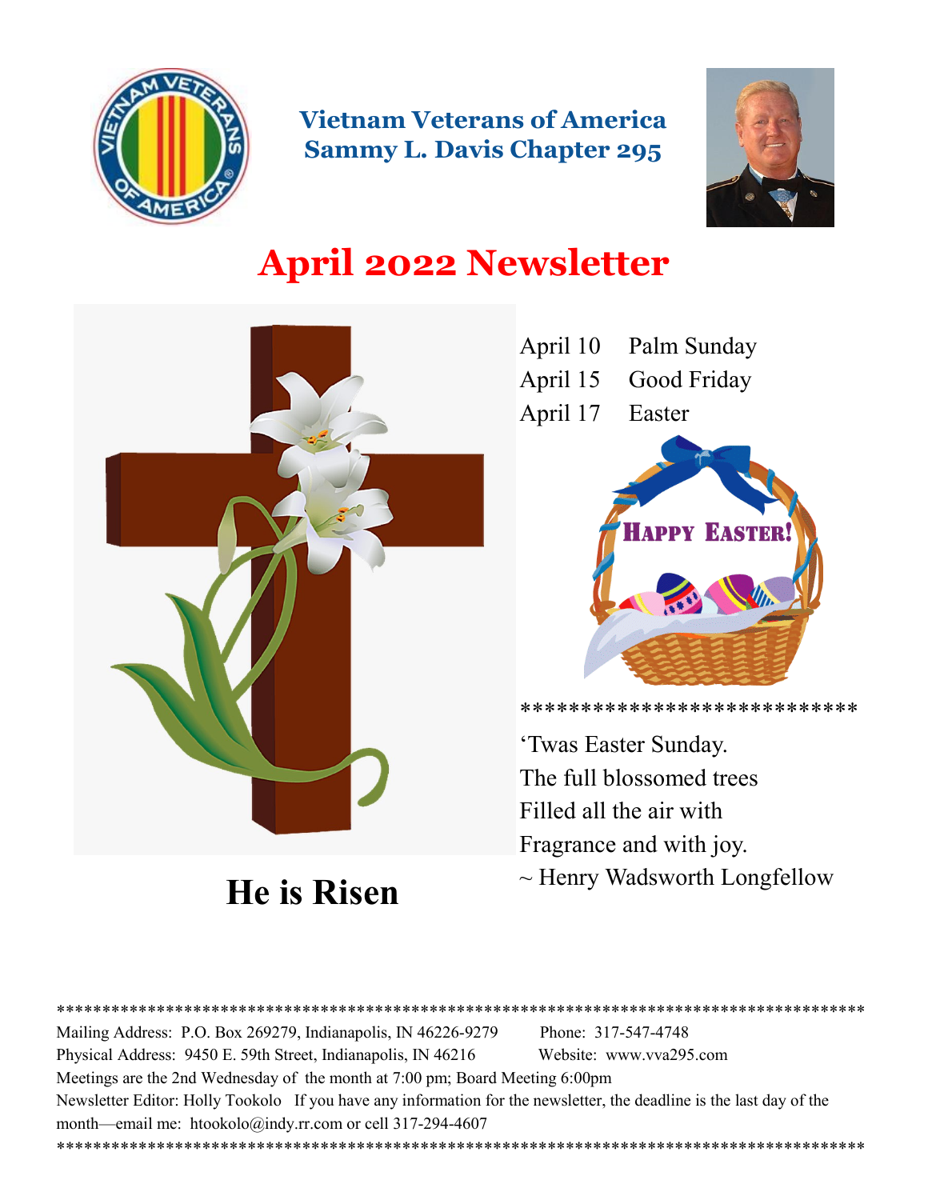# Vietnam Veterans of America
## Sammy L. Davis Chapter 295

# April 2022 Newsletter

| | |
|---|---|
| April 10 | Palm Sunday |
| April 15 | Good Friday |
| April 17 | Easter |

HAPPY EASTER!

***************************

'Twas Easter Sunday.
The full blossomed trees
Filled all the air with
Fragrance and with joy.
~ Henry Wadsworth Longfellow

## He is Risen

*****************************************************************************************

Mailing Address: P.O. Box 269279, Indianapolis, IN 46226-9279 Phone: 317-547-4748
Physical Address: 9450 E. 59th Street, Indianapolis, IN 46216 Website: www.vva295.com
Meetings are the 2nd Wednesday of the month at 7:00 pm; Board Meeting 6:00pm
Newsletter Editor: Holly Tookolo If you have any information for the newsletter, the deadline is the last day of the month—email me: htookolo@indy.rr.com or cell 317-294-4607

*****************************************************************************************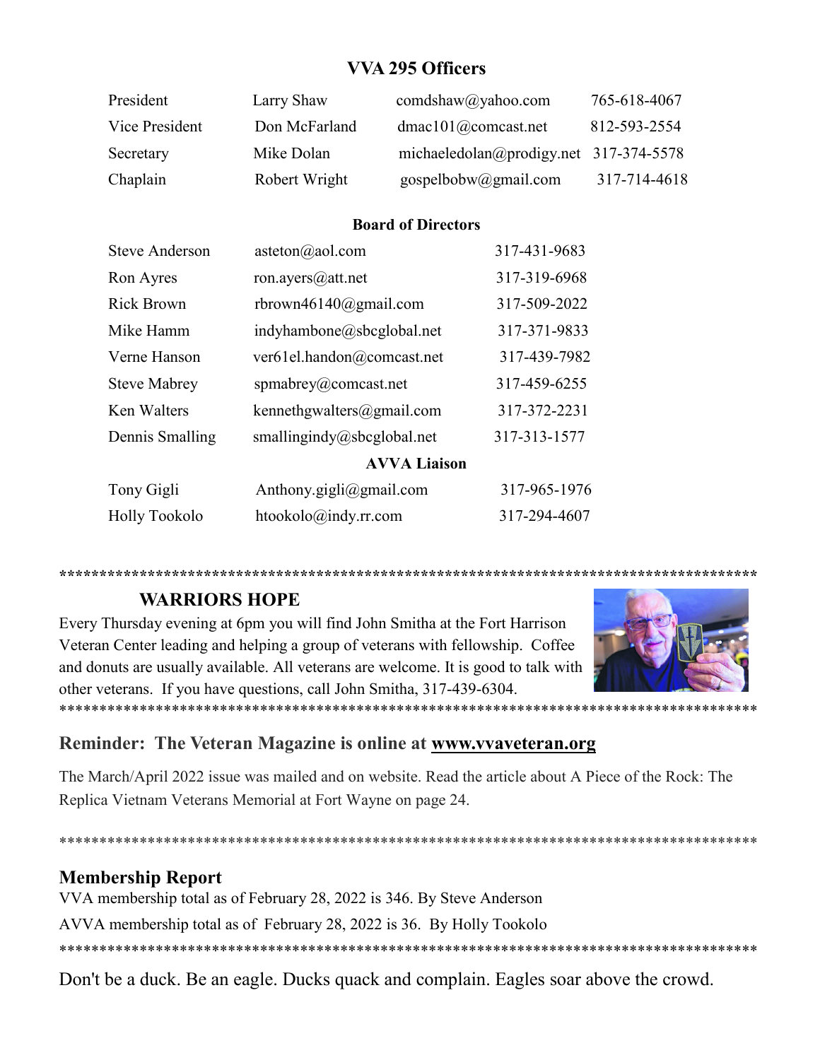## VVA 295 Officers

| | | | |
|---|---|---|---|
| President | Larry Shaw | comdshaw@yahoo.com | 765-618-4067 |
| Vice President | Don McFarland | dmac101@comcast.net | 812-593-2554 |
| Secretary | Mike Dolan | michaeledolan@prodigy.net | 317-374-5578 |
| Chaplain | Robert Wright | gospelbobw@gmail.com | 317-714-4618 |

### Board of Directors

| | | |
|---|---|---|
| Steve Anderson | asteton@aol.com | 317-431-9683 |
| Ron Ayres | ron.ayers@att.net | 317-319-6968 |
| Rick Brown | rbrown46140@gmail.com | 317-509-2022 |
| Mike Hamm | indyhambone@sbcglobal.net | 317-371-9833 |
| Verne Hanson | ver61el.handon@comcast.net | 317-439-7982 |
| Steve Mabrey | spmabrey@comcast.net | 317-459-6255 |
| Ken Walters | kennethgwalters@gmail.com | 317-372-2231 |
| Dennis Smalling | smallingindy@sbcglobal.net | 317-313-1577 |

### AVVA Liaison

| | | |
|---|---|---|
| Tony Gigli | Anthony.gigli@gmail.com | 317-965-1976 |
| Holly Tookolo | htookolo@indy.rr.com | 317-294-4607 |

*****************************************************************************************

## WARRIORS HOPE

Every Thursday evening at 6pm you will find John Smitha at the Fort Harrison Veteran Center leading and helping a group of veterans with fellowship. Coffee and donuts are usually available. All veterans are welcome. It is good to talk with other veterans. If you have questions, call John Smitha, 317-439-6304.

*****************************************************************************************

## Reminder: The Veteran Magazine is online at www.vvaveteran.org

The March/April 2022 issue was mailed and on website. Read the article about A Piece of the Rock: The Replica Vietnam Veterans Memorial at Fort Wayne on page 24.

*****************************************************************************************

## Membership Report

VVA membership total as of February 28, 2022 is 346. By Steve Anderson

AVVA membership total as of February 28, 2022 is 36. By Holly Tookolo

*****************************************************************************************

Don't be a duck. Be an eagle. Ducks quack and complain. Eagles soar above the crowd.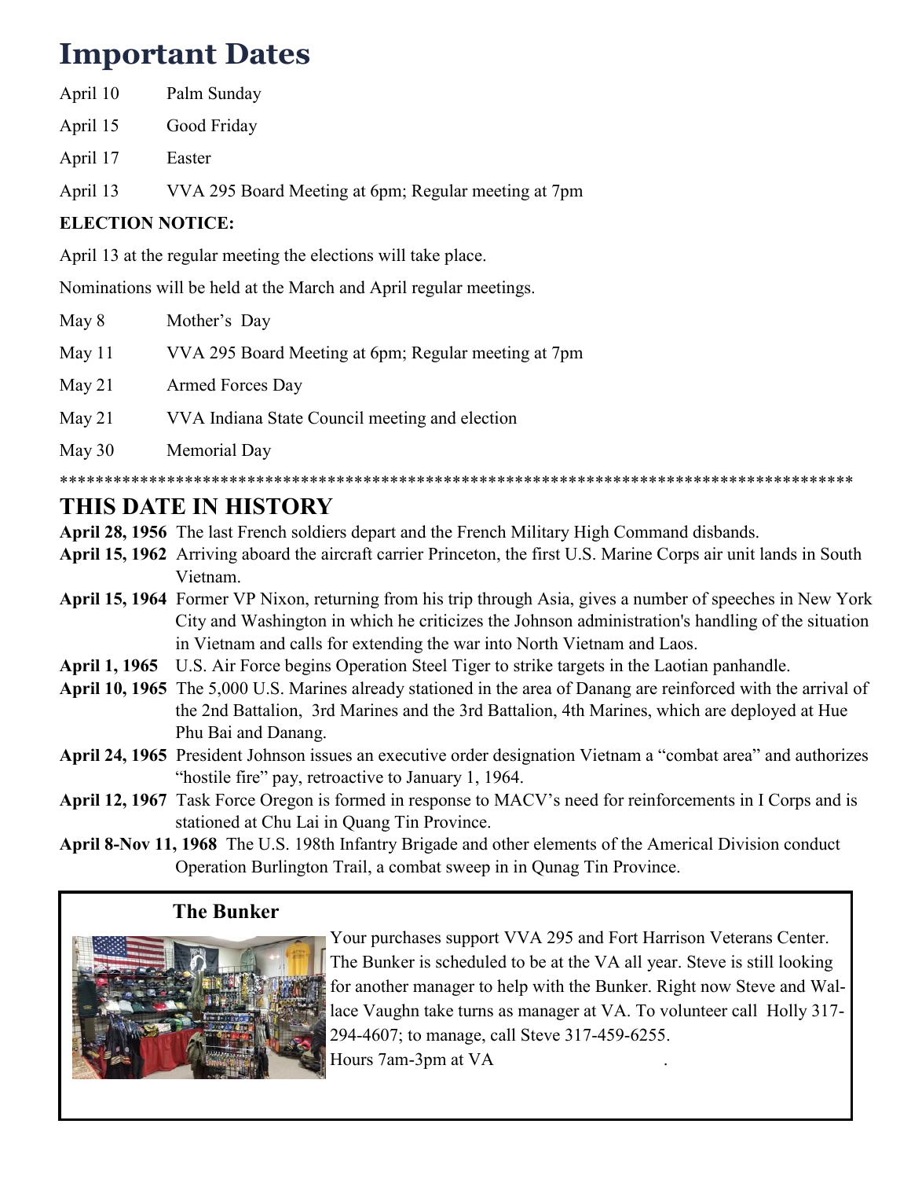# Important Dates

| | |
|---|---|
| April 10 | Palm Sunday |
| April 15 | Good Friday |
| April 17 | Easter |
| April 13 | VVA 295 Board Meeting at 6pm; Regular meeting at 7pm |

**ELECTION NOTICE:**

April 13 at the regular meeting the elections will take place.

Nominations will be held at the March and April regular meetings.

| | |
|---|---|
| May 8 | Mother's Day |
| May 11 | VVA 295 Board Meeting at 6pm; Regular meeting at 7pm |
| May 21 | Armed Forces Day |
| May 21 | VVA Indiana State Council meeting and election |
| May 30 | Memorial Day |

*****************************************************************************************

# THIS DATE IN HISTORY

**April 28, 1956** The last French soldiers depart and the French Military High Command disbands.

**April 15, 1962** Arriving aboard the aircraft carrier Princeton, the first U.S. Marine Corps air unit lands in South Vietnam.

**April 15, 1964** Former VP Nixon, returning from his trip through Asia, gives a number of speeches in New York City and Washington in which he criticizes the Johnson administration's handling of the situation in Vietnam and calls for extending the war into North Vietnam and Laos.

**April 1, 1965** U.S. Air Force begins Operation Steel Tiger to strike targets in the Laotian panhandle.

**April 10, 1965** The 5,000 U.S. Marines already stationed in the area of Danang are reinforced with the arrival of the 2nd Battalion, 3rd Marines and the 3rd Battalion, 4th Marines, which are deployed at Hue Phu Bai and Danang.

**April 24, 1965** President Johnson issues an executive order designation Vietnam a "combat area" and authorizes "hostile fire" pay, retroactive to January 1, 1964.

**April 12, 1967** Task Force Oregon is formed in response to MACV's need for reinforcements in I Corps and is stationed at Chu Lai in Quang Tin Province.

**April 8-Nov 11, 1968** The U.S. 198th Infantry Brigade and other elements of the Americal Division conduct Operation Burlington Trail, a combat sweep in in Qunag Tin Province.

## The Bunker

Your purchases support VVA 295 and Fort Harrison Veterans Center. The Bunker is scheduled to be at the VA all year. Steve is still looking for another manager to help with the Bunker. Right now Steve and Wallace Vaughn take turns as manager at VA. To volunteer call Holly 317-294-4607; to manage, call Steve 317-459-6255.

Hours 7am-3pm at VA .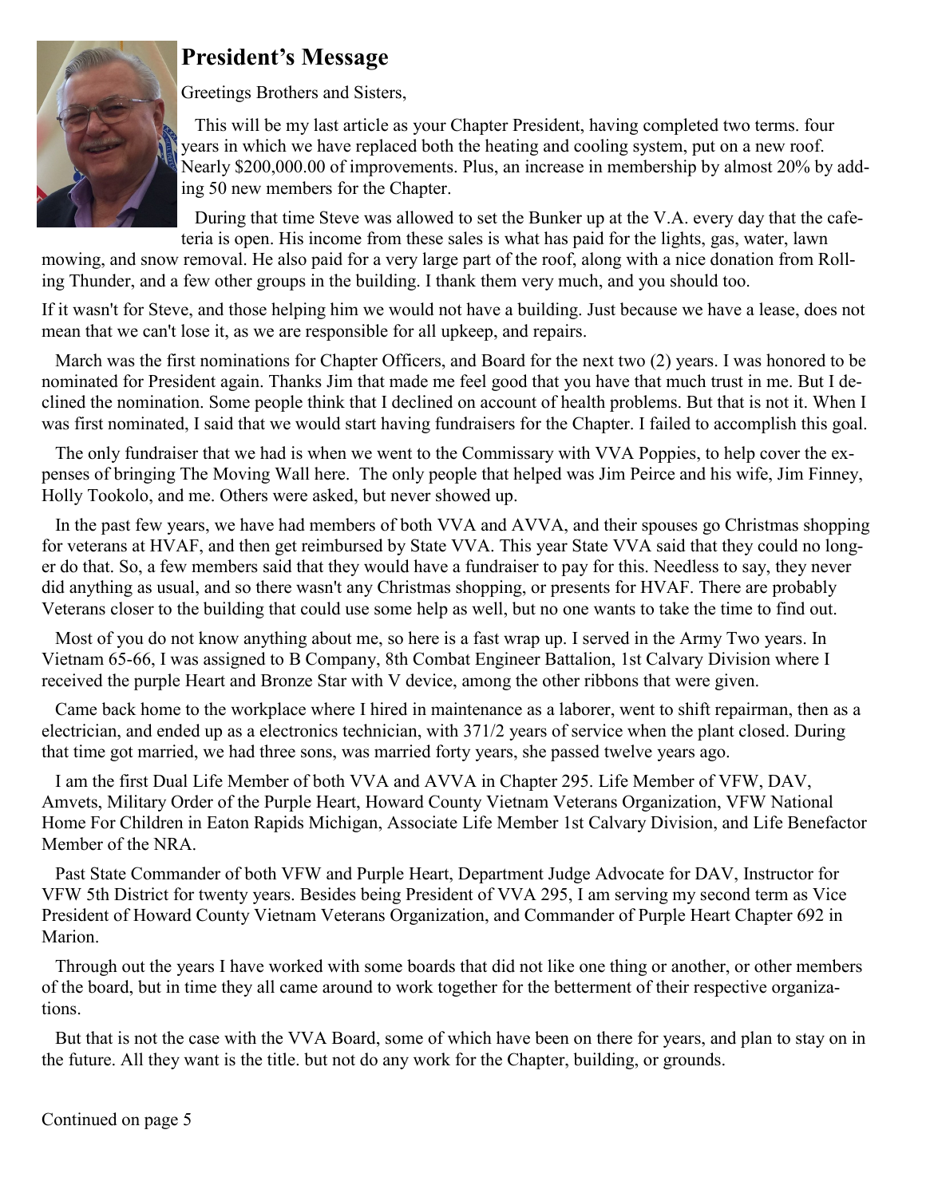## President's Message

Greetings Brothers and Sisters,

This will be my last article as your Chapter President, having completed two terms. four years in which we have replaced both the heating and cooling system, put on a new roof. Nearly $200,000.00 of improvements. Plus, an increase in membership by almost 20% by adding 50 new members for the Chapter.

During that time Steve was allowed to set the Bunker up at the V.A. every day that the cafeteria is open. His income from these sales is what has paid for the lights, gas, water, lawn mowing, and snow removal. He also paid for a very large part of the roof, along with a nice donation from Rolling Thunder, and a few other groups in the building. I thank them very much, and you should too.

If it wasn't for Steve, and those helping him we would not have a building. Just because we have a lease, does not mean that we can't lose it, as we are responsible for all upkeep, and repairs.

March was the first nominations for Chapter Officers, and Board for the next two (2) years. I was honored to be nominated for President again. Thanks Jim that made me feel good that you have that much trust in me. But I declined the nomination. Some people think that I declined on account of health problems. But that is not it. When I was first nominated, I said that we would start having fundraisers for the Chapter. I failed to accomplish this goal.

The only fundraiser that we had is when we went to the Commissary with VVA Poppies, to help cover the expenses of bringing The Moving Wall here. The only people that helped was Jim Peirce and his wife, Jim Finney, Holly Tookolo, and me. Others were asked, but never showed up.

In the past few years, we have had members of both VVA and AVVA, and their spouses go Christmas shopping for veterans at HVAF, and then get reimbursed by State VVA. This year State VVA said that they could no longer do that. So, a few members said that they would have a fundraiser to pay for this. Needless to say, they never did anything as usual, and so there wasn't any Christmas shopping, or presents for HVAF. There are probably Veterans closer to the building that could use some help as well, but no one wants to take the time to find out.

Most of you do not know anything about me, so here is a fast wrap up. I served in the Army Two years. In Vietnam 65-66, I was assigned to B Company, 8th Combat Engineer Battalion, 1st Calvary Division where I received the purple Heart and Bronze Star with V device, among the other ribbons that were given.

Came back home to the workplace where I hired in maintenance as a laborer, went to shift repairman, then as a electrician, and ended up as a electronics technician, with 371/2 years of service when the plant closed. During that time got married, we had three sons, was married forty years, she passed twelve years ago.

I am the first Dual Life Member of both VVA and AVVA in Chapter 295. Life Member of VFW, DAV, Amvets, Military Order of the Purple Heart, Howard County Vietnam Veterans Organization, VFW National Home For Children in Eaton Rapids Michigan, Associate Life Member 1st Calvary Division, and Life Benefactor Member of the NRA.

Past State Commander of both VFW and Purple Heart, Department Judge Advocate for DAV, Instructor for VFW 5th District for twenty years. Besides being President of VVA 295, I am serving my second term as Vice President of Howard County Vietnam Veterans Organization, and Commander of Purple Heart Chapter 692 in Marion.

Through out the years I have worked with some boards that did not like one thing or another, or other members of the board, but in time they all came around to work together for the betterment of their respective organizations.

But that is not the case with the VVA Board, some of which have been on there for years, and plan to stay on in the future. All they want is the title. but not do any work for the Chapter, building, or grounds.

Continued on page 5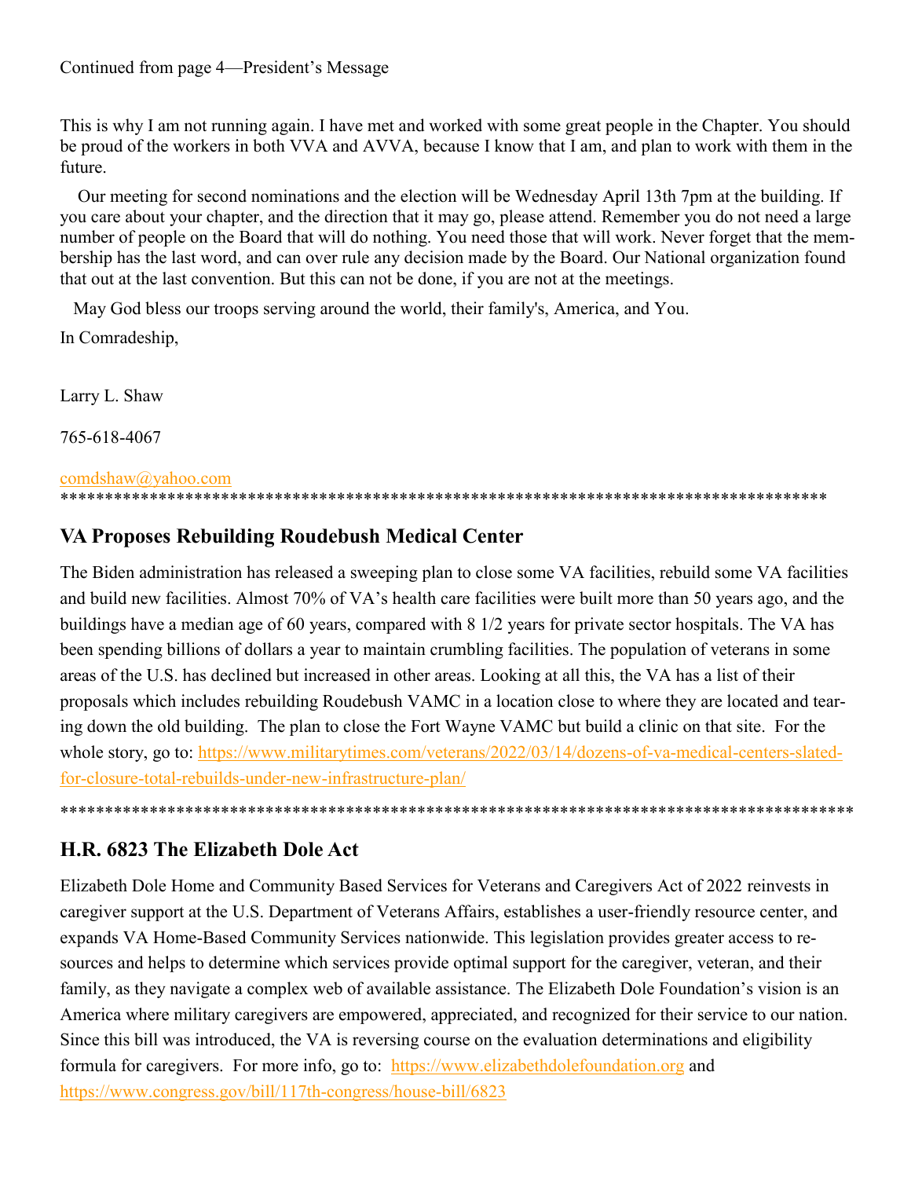Continued from page 4—President's Message

This is why I am not running again. I have met and worked with some great people in the Chapter. You should be proud of the workers in both VVA and AVVA, because I know that I am, and plan to work with them in the future.

Our meeting for second nominations and the election will be Wednesday April 13th 7pm at the building. If you care about your chapter, and the direction that it may go, please attend. Remember you do not need a large number of people on the Board that will do nothing. You need those that will work. Never forget that the membership has the last word, and can over rule any decision made by the Board. Our National organization found that out at the last convention. But this can not be done, if you are not at the meetings.

May God bless our troops serving around the world, their family's, America, and You.

In Comradeship,

Larry L. Shaw

765-618-4067

comdshaw@yahoo.com

*****************************************************************************************

## VA Proposes Rebuilding Roudebush Medical Center

The Biden administration has released a sweeping plan to close some VA facilities, rebuild some VA facilities and build new facilities. Almost 70% of VA's health care facilities were built more than 50 years ago, and the buildings have a median age of 60 years, compared with 8 1/2 years for private sector hospitals. The VA has been spending billions of dollars a year to maintain crumbling facilities. The population of veterans in some areas of the U.S. has declined but increased in other areas. Looking at all this, the VA has a list of their proposals which includes rebuilding Roudebush VAMC in a location close to where they are located and tearing down the old building. The plan to close the Fort Wayne VAMC but build a clinic on that site. For the whole story, go to: https://www.militarytimes.com/veterans/2022/03/14/dozens-of-va-medical-centers-slated-for-closure-total-rebuilds-under-new-infrastructure-plan/

*****************************************************************************************

## H.R. 6823 The Elizabeth Dole Act

Elizabeth Dole Home and Community Based Services for Veterans and Caregivers Act of 2022 reinvests in caregiver support at the U.S. Department of Veterans Affairs, establishes a user-friendly resource center, and expands VA Home-Based Community Services nationwide. This legislation provides greater access to resources and helps to determine which services provide optimal support for the caregiver, veteran, and their family, as they navigate a complex web of available assistance. The Elizabeth Dole Foundation's vision is an America where military caregivers are empowered, appreciated, and recognized for their service to our nation. Since this bill was introduced, the VA is reversing course on the evaluation determinations and eligibility formula for caregivers. For more info, go to: https://www.elizabethdolefoundation.org and https://www.congress.gov/bill/117th-congress/house-bill/6823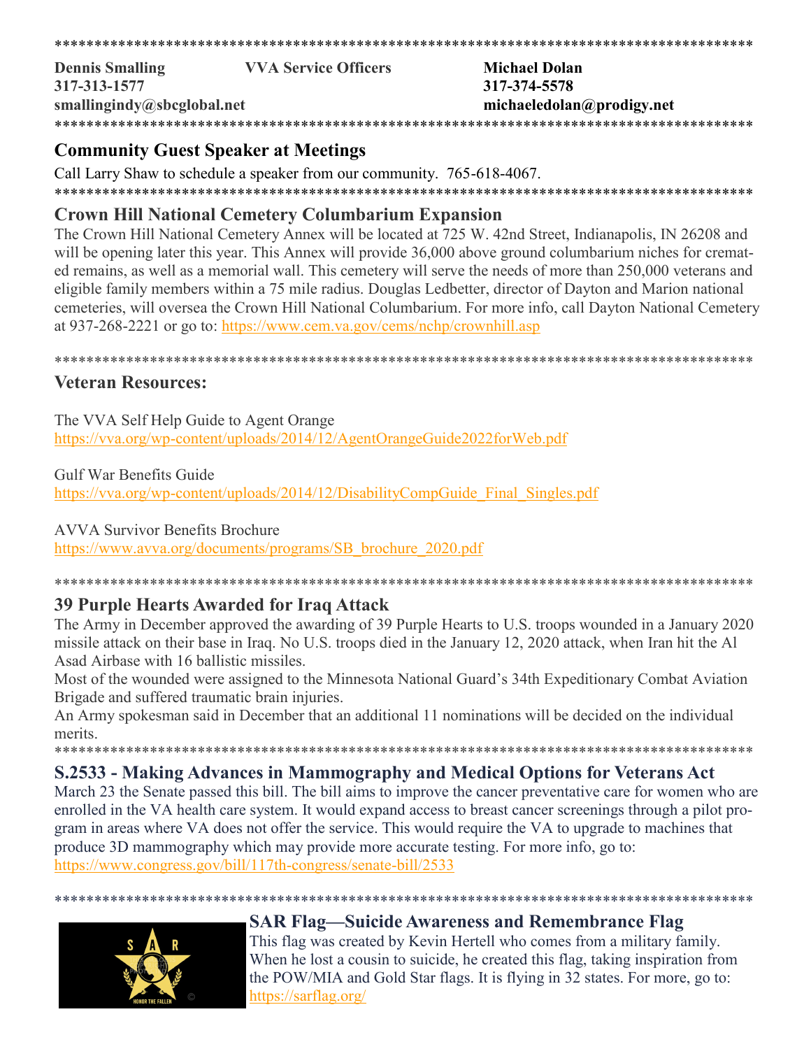*******************************************************************************************

**Dennis Smalling** **VVA Service Officers** **Michael Dolan**
**317-313-1577** **317-374-5578**
**smallingindy@sbcglobal.net** **michaeledolan@prodigy.net**

*******************************************************************************************

## Community Guest Speaker at Meetings

Call Larry Shaw to schedule a speaker from our community. 765-618-4067.

*******************************************************************************************

## Crown Hill National Cemetery Columbarium Expansion

The Crown Hill National Cemetery Annex will be located at 725 W. 42nd Street, Indianapolis, IN 26208 and will be opening later this year. This Annex will provide 36,000 above ground columbarium niches for cremated remains, as well as a memorial wall. This cemetery will serve the needs of more than 250,000 veterans and eligible family members within a 75 mile radius. Douglas Ledbetter, director of Dayton and Marion national cemeteries, will oversea the Crown Hill National Columbarium. For more info, call Dayton National Cemetery at 937-268-2221 or go to: https://www.cem.va.gov/cems/nchp/crownhill.asp

*******************************************************************************************

## Veteran Resources:

The VVA Self Help Guide to Agent Orange
https://vva.org/wp-content/uploads/2014/12/AgentOrangeGuide2022forWeb.pdf

Gulf War Benefits Guide
https://vva.org/wp-content/uploads/2014/12/DisabilityCompGuide_Final_Singles.pdf

AVVA Survivor Benefits Brochure
https://www.avva.org/documents/programs/SB_brochure_2020.pdf

*******************************************************************************************

## 39 Purple Hearts Awarded for Iraq Attack

The Army in December approved the awarding of 39 Purple Hearts to U.S. troops wounded in a January 2020 missile attack on their base in Iraq. No U.S. troops died in the January 12, 2020 attack, when Iran hit the Al Asad Airbase with 16 ballistic missiles.

Most of the wounded were assigned to the Minnesota National Guard's 34th Expeditionary Combat Aviation Brigade and suffered traumatic brain injuries.

An Army spokesman said in December that an additional 11 nominations will be decided on the individual merits.

*******************************************************************************************

## S.2533 - Making Advances in Mammography and Medical Options for Veterans Act

March 23 the Senate passed this bill. The bill aims to improve the cancer preventative care for women who are enrolled in the VA health care system. It would expand access to breast cancer screenings through a pilot program in areas where VA does not offer the service. This would require the VA to upgrade to machines that produce 3D mammography which may provide more accurate testing. For more info, go to: https://www.congress.gov/bill/117th-congress/senate-bill/2533

*******************************************************************************************

## SAR Flag—Suicide Awareness and Remembrance Flag

This flag was created by Kevin Hertell who comes from a military family. When he lost a cousin to suicide, he created this flag, taking inspiration from the POW/MIA and Gold Star flags. It is flying in 32 states. For more, go to: https://sarflag.org/